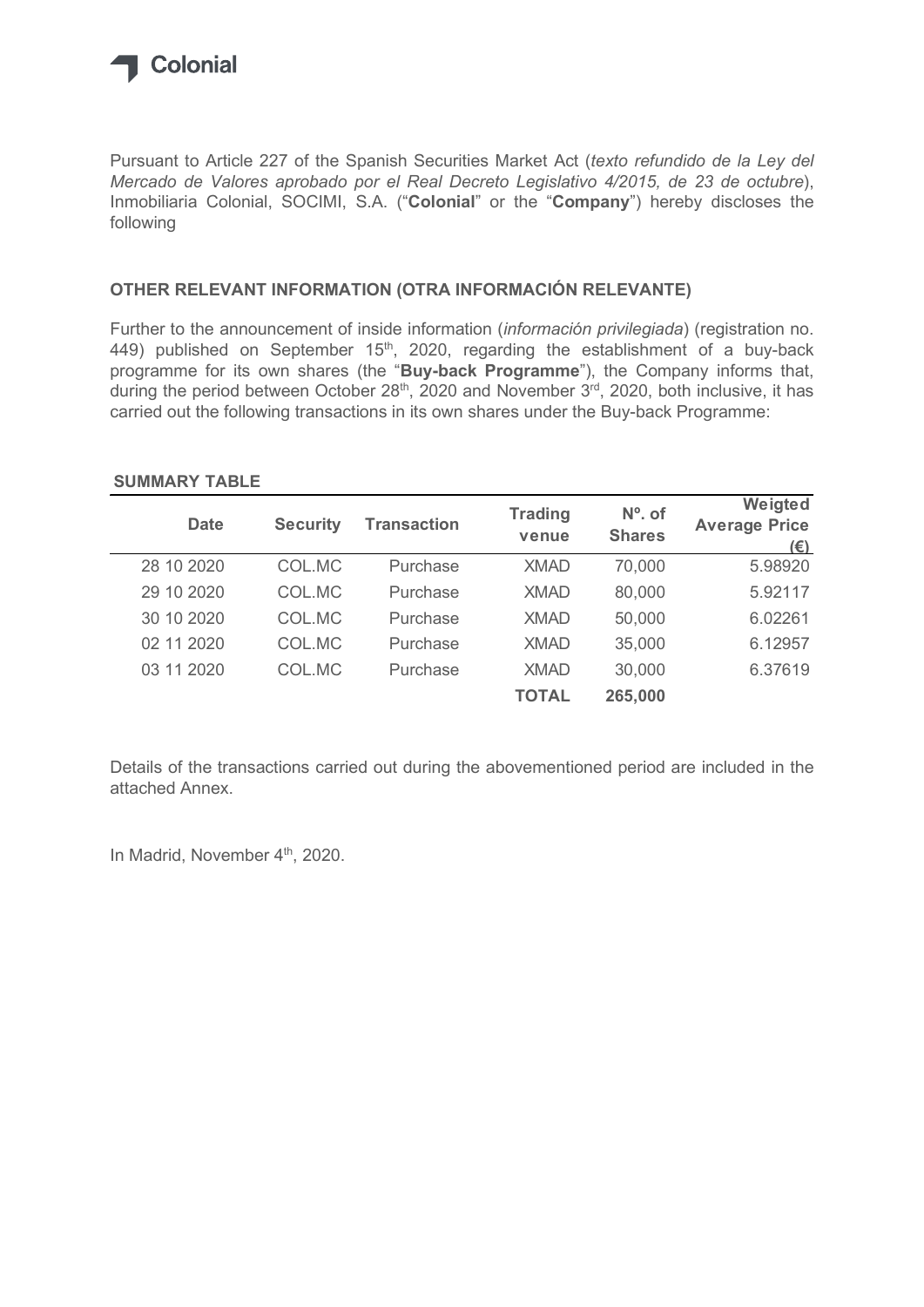Colonial

Pursuant to Article 227 of the Spanish Securities Market Act (*texto refundido de la Ley del Mercado de Valores aprobado por el Real Decreto Legislativo 4/2015, de 23 de octubre*), Inmobiliaria Colonial, SOCIMI, S.A. ("**Colonial**" or the "**Company**") hereby discloses the following

## OTHER RELEVANT INFORMATION (OTRA INFORMACIÓN RELEVANTE)

Further to the announcement of inside information (*información privilegiada*) (registration no. 449) published on September 15th, 2020, regarding the establishment of a buy-back programme for its own shares (the "**Buy-back Programme**"), the Company informs that, during the period between October 28th, 2020 and November 3rd, 2020, both inclusive, it has carried out the following transactions in its own shares under the Buy-back Programme:

**SUMMARY TABLE**

| Date | Security | Transaction | Trading venue | Nº. of Shares | Weigted Average Price (€) |
|---|---|---|---|---|---|
| 28 10 2020 | COL.MC | Purchase | XMAD | 70,000 | 5.98920 |
| 29 10 2020 | COL.MC | Purchase | XMAD | 80,000 | 5.92117 |
| 30 10 2020 | COL.MC | Purchase | XMAD | 50,000 | 6.02261 |
| 02 11 2020 | COL.MC | Purchase | XMAD | 35,000 | 6.12957 |
| 03 11 2020 | COL.MC | Purchase | XMAD | 30,000 | 6.37619 |
| | | | **TOTAL** | **265,000** | |

Details of the transactions carried out during the abovementioned period are included in the attached Annex.

In Madrid, November 4th, 2020.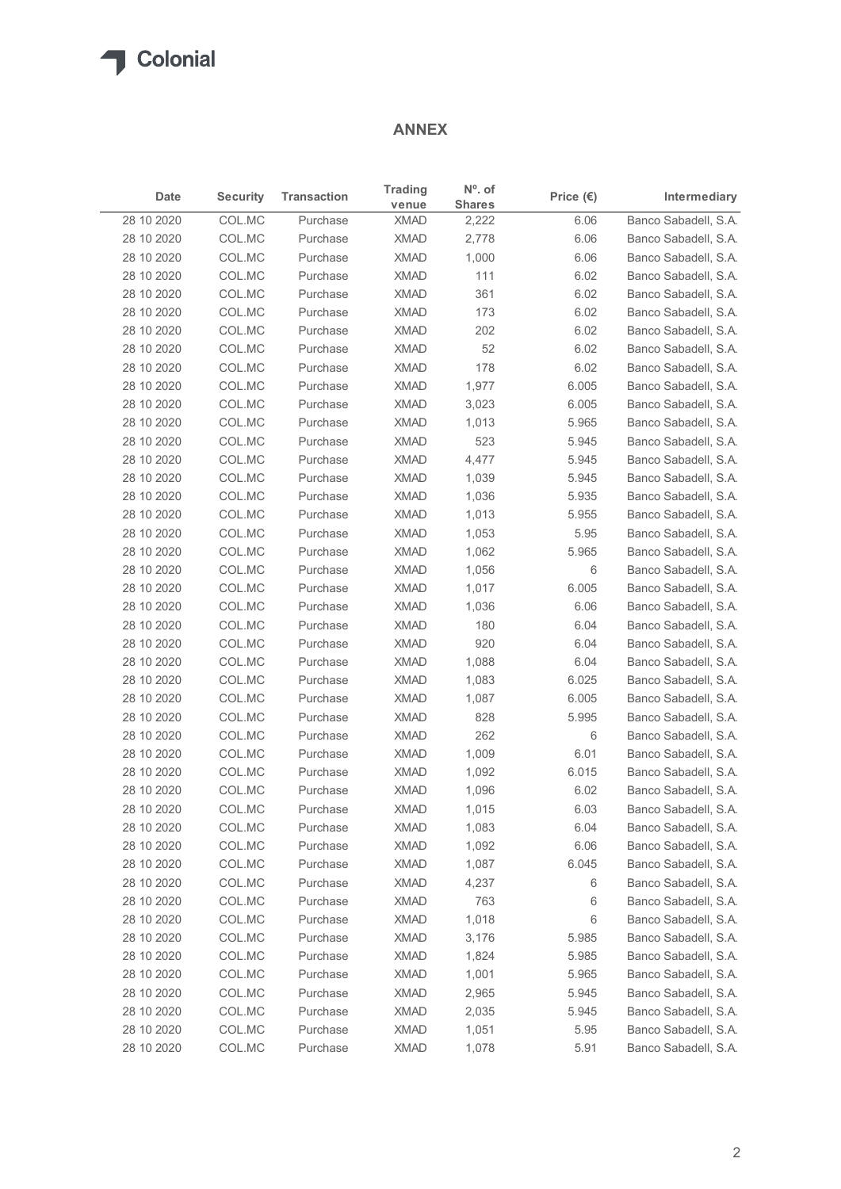## ANNEX

| Date | Security | Transaction | Trading venue | Nº. of Shares | Price (€) | Intermediary |
|---|---|---|---|---|---|---|
| 28 10 2020 | COL.MC | Purchase | XMAD | 2,222 | 6.06 | Banco Sabadell, S.A. |
| 28 10 2020 | COL.MC | Purchase | XMAD | 2,778 | 6.06 | Banco Sabadell, S.A. |
| 28 10 2020 | COL.MC | Purchase | XMAD | 1,000 | 6.06 | Banco Sabadell, S.A. |
| 28 10 2020 | COL.MC | Purchase | XMAD | 111 | 6.02 | Banco Sabadell, S.A. |
| 28 10 2020 | COL.MC | Purchase | XMAD | 361 | 6.02 | Banco Sabadell, S.A. |
| 28 10 2020 | COL.MC | Purchase | XMAD | 173 | 6.02 | Banco Sabadell, S.A. |
| 28 10 2020 | COL.MC | Purchase | XMAD | 202 | 6.02 | Banco Sabadell, S.A. |
| 28 10 2020 | COL.MC | Purchase | XMAD | 52 | 6.02 | Banco Sabadell, S.A. |
| 28 10 2020 | COL.MC | Purchase | XMAD | 178 | 6.02 | Banco Sabadell, S.A. |
| 28 10 2020 | COL.MC | Purchase | XMAD | 1,977 | 6.005 | Banco Sabadell, S.A. |
| 28 10 2020 | COL.MC | Purchase | XMAD | 3,023 | 6.005 | Banco Sabadell, S.A. |
| 28 10 2020 | COL.MC | Purchase | XMAD | 1,013 | 5.965 | Banco Sabadell, S.A. |
| 28 10 2020 | COL.MC | Purchase | XMAD | 523 | 5.945 | Banco Sabadell, S.A. |
| 28 10 2020 | COL.MC | Purchase | XMAD | 4,477 | 5.945 | Banco Sabadell, S.A. |
| 28 10 2020 | COL.MC | Purchase | XMAD | 1,039 | 5.945 | Banco Sabadell, S.A. |
| 28 10 2020 | COL.MC | Purchase | XMAD | 1,036 | 5.935 | Banco Sabadell, S.A. |
| 28 10 2020 | COL.MC | Purchase | XMAD | 1,013 | 5.955 | Banco Sabadell, S.A. |
| 28 10 2020 | COL.MC | Purchase | XMAD | 1,053 | 5.95 | Banco Sabadell, S.A. |
| 28 10 2020 | COL.MC | Purchase | XMAD | 1,062 | 5.965 | Banco Sabadell, S.A. |
| 28 10 2020 | COL.MC | Purchase | XMAD | 1,056 | 6 | Banco Sabadell, S.A. |
| 28 10 2020 | COL.MC | Purchase | XMAD | 1,017 | 6.005 | Banco Sabadell, S.A. |
| 28 10 2020 | COL.MC | Purchase | XMAD | 1,036 | 6.06 | Banco Sabadell, S.A. |
| 28 10 2020 | COL.MC | Purchase | XMAD | 180 | 6.04 | Banco Sabadell, S.A. |
| 28 10 2020 | COL.MC | Purchase | XMAD | 920 | 6.04 | Banco Sabadell, S.A. |
| 28 10 2020 | COL.MC | Purchase | XMAD | 1,088 | 6.04 | Banco Sabadell, S.A. |
| 28 10 2020 | COL.MC | Purchase | XMAD | 1,083 | 6.025 | Banco Sabadell, S.A. |
| 28 10 2020 | COL.MC | Purchase | XMAD | 1,087 | 6.005 | Banco Sabadell, S.A. |
| 28 10 2020 | COL.MC | Purchase | XMAD | 828 | 5.995 | Banco Sabadell, S.A. |
| 28 10 2020 | COL.MC | Purchase | XMAD | 262 | 6 | Banco Sabadell, S.A. |
| 28 10 2020 | COL.MC | Purchase | XMAD | 1,009 | 6.01 | Banco Sabadell, S.A. |
| 28 10 2020 | COL.MC | Purchase | XMAD | 1,092 | 6.015 | Banco Sabadell, S.A. |
| 28 10 2020 | COL.MC | Purchase | XMAD | 1,096 | 6.02 | Banco Sabadell, S.A. |
| 28 10 2020 | COL.MC | Purchase | XMAD | 1,015 | 6.03 | Banco Sabadell, S.A. |
| 28 10 2020 | COL.MC | Purchase | XMAD | 1,083 | 6.04 | Banco Sabadell, S.A. |
| 28 10 2020 | COL.MC | Purchase | XMAD | 1,092 | 6.06 | Banco Sabadell, S.A. |
| 28 10 2020 | COL.MC | Purchase | XMAD | 1,087 | 6.045 | Banco Sabadell, S.A. |
| 28 10 2020 | COL.MC | Purchase | XMAD | 4,237 | 6 | Banco Sabadell, S.A. |
| 28 10 2020 | COL.MC | Purchase | XMAD | 763 | 6 | Banco Sabadell, S.A. |
| 28 10 2020 | COL.MC | Purchase | XMAD | 1,018 | 6 | Banco Sabadell, S.A. |
| 28 10 2020 | COL.MC | Purchase | XMAD | 3,176 | 5.985 | Banco Sabadell, S.A. |
| 28 10 2020 | COL.MC | Purchase | XMAD | 1,824 | 5.985 | Banco Sabadell, S.A. |
| 28 10 2020 | COL.MC | Purchase | XMAD | 1,001 | 5.965 | Banco Sabadell, S.A. |
| 28 10 2020 | COL.MC | Purchase | XMAD | 2,965 | 5.945 | Banco Sabadell, S.A. |
| 28 10 2020 | COL.MC | Purchase | XMAD | 2,035 | 5.945 | Banco Sabadell, S.A. |
| 28 10 2020 | COL.MC | Purchase | XMAD | 1,051 | 5.95 | Banco Sabadell, S.A. |
| 28 10 2020 | COL.MC | Purchase | XMAD | 1,078 | 5.91 | Banco Sabadell, S.A. |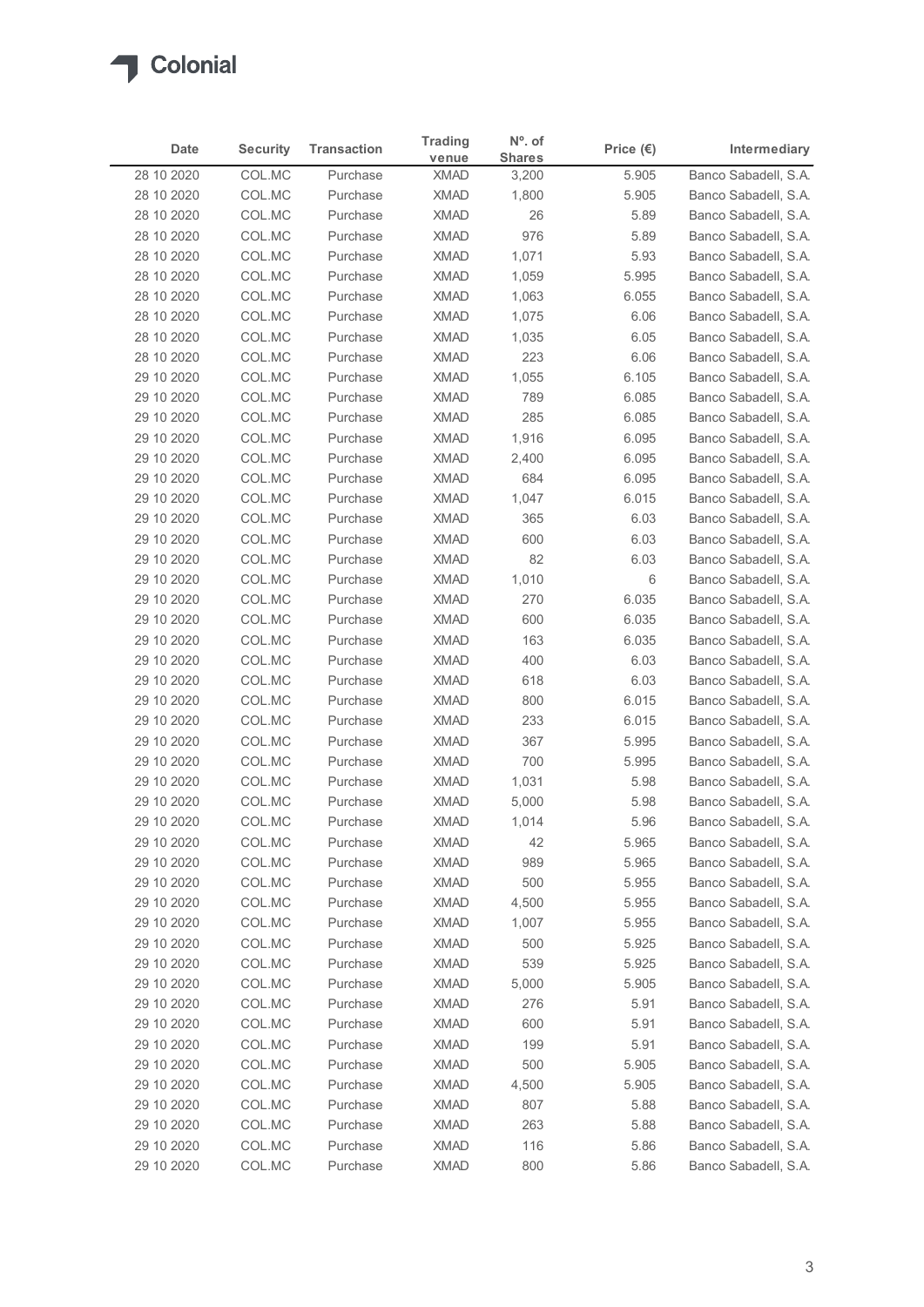| Date | Security | Transaction | Trading venue | Nº. of Shares | Price (€) | Intermediary |
|---|---|---|---|---|---|---|
| 28 10 2020 | COL.MC | Purchase | XMAD | 3,200 | 5.905 | Banco Sabadell, S.A. |
| 28 10 2020 | COL.MC | Purchase | XMAD | 1,800 | 5.905 | Banco Sabadell, S.A. |
| 28 10 2020 | COL.MC | Purchase | XMAD | 26 | 5.89 | Banco Sabadell, S.A. |
| 28 10 2020 | COL.MC | Purchase | XMAD | 976 | 5.89 | Banco Sabadell, S.A. |
| 28 10 2020 | COL.MC | Purchase | XMAD | 1,071 | 5.93 | Banco Sabadell, S.A. |
| 28 10 2020 | COL.MC | Purchase | XMAD | 1,059 | 5.995 | Banco Sabadell, S.A. |
| 28 10 2020 | COL.MC | Purchase | XMAD | 1,063 | 6.055 | Banco Sabadell, S.A. |
| 28 10 2020 | COL.MC | Purchase | XMAD | 1,075 | 6.06 | Banco Sabadell, S.A. |
| 28 10 2020 | COL.MC | Purchase | XMAD | 1,035 | 6.05 | Banco Sabadell, S.A. |
| 28 10 2020 | COL.MC | Purchase | XMAD | 223 | 6.06 | Banco Sabadell, S.A. |
| 29 10 2020 | COL.MC | Purchase | XMAD | 1,055 | 6.105 | Banco Sabadell, S.A. |
| 29 10 2020 | COL.MC | Purchase | XMAD | 789 | 6.085 | Banco Sabadell, S.A. |
| 29 10 2020 | COL.MC | Purchase | XMAD | 285 | 6.085 | Banco Sabadell, S.A. |
| 29 10 2020 | COL.MC | Purchase | XMAD | 1,916 | 6.095 | Banco Sabadell, S.A. |
| 29 10 2020 | COL.MC | Purchase | XMAD | 2,400 | 6.095 | Banco Sabadell, S.A. |
| 29 10 2020 | COL.MC | Purchase | XMAD | 684 | 6.095 | Banco Sabadell, S.A. |
| 29 10 2020 | COL.MC | Purchase | XMAD | 1,047 | 6.015 | Banco Sabadell, S.A. |
| 29 10 2020 | COL.MC | Purchase | XMAD | 365 | 6.03 | Banco Sabadell, S.A. |
| 29 10 2020 | COL.MC | Purchase | XMAD | 600 | 6.03 | Banco Sabadell, S.A. |
| 29 10 2020 | COL.MC | Purchase | XMAD | 82 | 6.03 | Banco Sabadell, S.A. |
| 29 10 2020 | COL.MC | Purchase | XMAD | 1,010 | 6 | Banco Sabadell, S.A. |
| 29 10 2020 | COL.MC | Purchase | XMAD | 270 | 6.035 | Banco Sabadell, S.A. |
| 29 10 2020 | COL.MC | Purchase | XMAD | 600 | 6.035 | Banco Sabadell, S.A. |
| 29 10 2020 | COL.MC | Purchase | XMAD | 163 | 6.035 | Banco Sabadell, S.A. |
| 29 10 2020 | COL.MC | Purchase | XMAD | 400 | 6.03 | Banco Sabadell, S.A. |
| 29 10 2020 | COL.MC | Purchase | XMAD | 618 | 6.03 | Banco Sabadell, S.A. |
| 29 10 2020 | COL.MC | Purchase | XMAD | 800 | 6.015 | Banco Sabadell, S.A. |
| 29 10 2020 | COL.MC | Purchase | XMAD | 233 | 6.015 | Banco Sabadell, S.A. |
| 29 10 2020 | COL.MC | Purchase | XMAD | 367 | 5.995 | Banco Sabadell, S.A. |
| 29 10 2020 | COL.MC | Purchase | XMAD | 700 | 5.995 | Banco Sabadell, S.A. |
| 29 10 2020 | COL.MC | Purchase | XMAD | 1,031 | 5.98 | Banco Sabadell, S.A. |
| 29 10 2020 | COL.MC | Purchase | XMAD | 5,000 | 5.98 | Banco Sabadell, S.A. |
| 29 10 2020 | COL.MC | Purchase | XMAD | 1,014 | 5.96 | Banco Sabadell, S.A. |
| 29 10 2020 | COL.MC | Purchase | XMAD | 42 | 5.965 | Banco Sabadell, S.A. |
| 29 10 2020 | COL.MC | Purchase | XMAD | 989 | 5.965 | Banco Sabadell, S.A. |
| 29 10 2020 | COL.MC | Purchase | XMAD | 500 | 5.955 | Banco Sabadell, S.A. |
| 29 10 2020 | COL.MC | Purchase | XMAD | 4,500 | 5.955 | Banco Sabadell, S.A. |
| 29 10 2020 | COL.MC | Purchase | XMAD | 1,007 | 5.955 | Banco Sabadell, S.A. |
| 29 10 2020 | COL.MC | Purchase | XMAD | 500 | 5.925 | Banco Sabadell, S.A. |
| 29 10 2020 | COL.MC | Purchase | XMAD | 539 | 5.925 | Banco Sabadell, S.A. |
| 29 10 2020 | COL.MC | Purchase | XMAD | 5,000 | 5.905 | Banco Sabadell, S.A. |
| 29 10 2020 | COL.MC | Purchase | XMAD | 276 | 5.91 | Banco Sabadell, S.A. |
| 29 10 2020 | COL.MC | Purchase | XMAD | 600 | 5.91 | Banco Sabadell, S.A. |
| 29 10 2020 | COL.MC | Purchase | XMAD | 199 | 5.91 | Banco Sabadell, S.A. |
| 29 10 2020 | COL.MC | Purchase | XMAD | 500 | 5.905 | Banco Sabadell, S.A. |
| 29 10 2020 | COL.MC | Purchase | XMAD | 4,500 | 5.905 | Banco Sabadell, S.A. |
| 29 10 2020 | COL.MC | Purchase | XMAD | 807 | 5.88 | Banco Sabadell, S.A. |
| 29 10 2020 | COL.MC | Purchase | XMAD | 263 | 5.88 | Banco Sabadell, S.A. |
| 29 10 2020 | COL.MC | Purchase | XMAD | 116 | 5.86 | Banco Sabadell, S.A. |
| 29 10 2020 | COL.MC | Purchase | XMAD | 800 | 5.86 | Banco Sabadell, S.A. |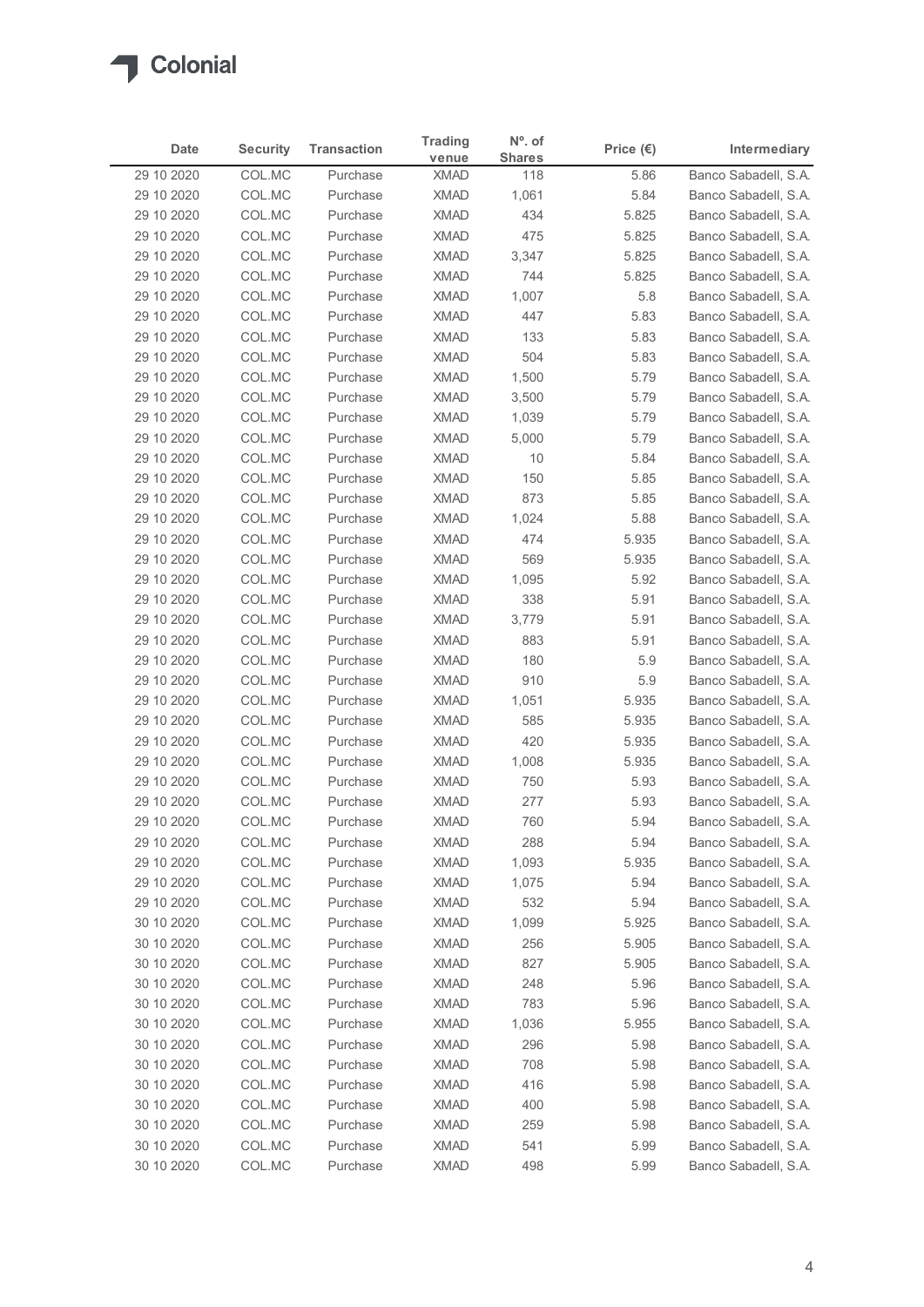| Date | Security | Transaction | Trading venue | Nº. of Shares | Price (€) | Intermediary |
|---|---|---|---|---|---|---|
| 29 10 2020 | COL.MC | Purchase | XMAD | 118 | 5.86 | Banco Sabadell, S.A. |
| 29 10 2020 | COL.MC | Purchase | XMAD | 1,061 | 5.84 | Banco Sabadell, S.A. |
| 29 10 2020 | COL.MC | Purchase | XMAD | 434 | 5.825 | Banco Sabadell, S.A. |
| 29 10 2020 | COL.MC | Purchase | XMAD | 475 | 5.825 | Banco Sabadell, S.A. |
| 29 10 2020 | COL.MC | Purchase | XMAD | 3,347 | 5.825 | Banco Sabadell, S.A. |
| 29 10 2020 | COL.MC | Purchase | XMAD | 744 | 5.825 | Banco Sabadell, S.A. |
| 29 10 2020 | COL.MC | Purchase | XMAD | 1,007 | 5.8 | Banco Sabadell, S.A. |
| 29 10 2020 | COL.MC | Purchase | XMAD | 447 | 5.83 | Banco Sabadell, S.A. |
| 29 10 2020 | COL.MC | Purchase | XMAD | 133 | 5.83 | Banco Sabadell, S.A. |
| 29 10 2020 | COL.MC | Purchase | XMAD | 504 | 5.83 | Banco Sabadell, S.A. |
| 29 10 2020 | COL.MC | Purchase | XMAD | 1,500 | 5.79 | Banco Sabadell, S.A. |
| 29 10 2020 | COL.MC | Purchase | XMAD | 3,500 | 5.79 | Banco Sabadell, S.A. |
| 29 10 2020 | COL.MC | Purchase | XMAD | 1,039 | 5.79 | Banco Sabadell, S.A. |
| 29 10 2020 | COL.MC | Purchase | XMAD | 5,000 | 5.79 | Banco Sabadell, S.A. |
| 29 10 2020 | COL.MC | Purchase | XMAD | 10 | 5.84 | Banco Sabadell, S.A. |
| 29 10 2020 | COL.MC | Purchase | XMAD | 150 | 5.85 | Banco Sabadell, S.A. |
| 29 10 2020 | COL.MC | Purchase | XMAD | 873 | 5.85 | Banco Sabadell, S.A. |
| 29 10 2020 | COL.MC | Purchase | XMAD | 1,024 | 5.88 | Banco Sabadell, S.A. |
| 29 10 2020 | COL.MC | Purchase | XMAD | 474 | 5.935 | Banco Sabadell, S.A. |
| 29 10 2020 | COL.MC | Purchase | XMAD | 569 | 5.935 | Banco Sabadell, S.A. |
| 29 10 2020 | COL.MC | Purchase | XMAD | 1,095 | 5.92 | Banco Sabadell, S.A. |
| 29 10 2020 | COL.MC | Purchase | XMAD | 338 | 5.91 | Banco Sabadell, S.A. |
| 29 10 2020 | COL.MC | Purchase | XMAD | 3,779 | 5.91 | Banco Sabadell, S.A. |
| 29 10 2020 | COL.MC | Purchase | XMAD | 883 | 5.91 | Banco Sabadell, S.A. |
| 29 10 2020 | COL.MC | Purchase | XMAD | 180 | 5.9 | Banco Sabadell, S.A. |
| 29 10 2020 | COL.MC | Purchase | XMAD | 910 | 5.9 | Banco Sabadell, S.A. |
| 29 10 2020 | COL.MC | Purchase | XMAD | 1,051 | 5.935 | Banco Sabadell, S.A. |
| 29 10 2020 | COL.MC | Purchase | XMAD | 585 | 5.935 | Banco Sabadell, S.A. |
| 29 10 2020 | COL.MC | Purchase | XMAD | 420 | 5.935 | Banco Sabadell, S.A. |
| 29 10 2020 | COL.MC | Purchase | XMAD | 1,008 | 5.935 | Banco Sabadell, S.A. |
| 29 10 2020 | COL.MC | Purchase | XMAD | 750 | 5.93 | Banco Sabadell, S.A. |
| 29 10 2020 | COL.MC | Purchase | XMAD | 277 | 5.93 | Banco Sabadell, S.A. |
| 29 10 2020 | COL.MC | Purchase | XMAD | 760 | 5.94 | Banco Sabadell, S.A. |
| 29 10 2020 | COL.MC | Purchase | XMAD | 288 | 5.94 | Banco Sabadell, S.A. |
| 29 10 2020 | COL.MC | Purchase | XMAD | 1,093 | 5.935 | Banco Sabadell, S.A. |
| 29 10 2020 | COL.MC | Purchase | XMAD | 1,075 | 5.94 | Banco Sabadell, S.A. |
| 29 10 2020 | COL.MC | Purchase | XMAD | 532 | 5.94 | Banco Sabadell, S.A. |
| 30 10 2020 | COL.MC | Purchase | XMAD | 1,099 | 5.925 | Banco Sabadell, S.A. |
| 30 10 2020 | COL.MC | Purchase | XMAD | 256 | 5.905 | Banco Sabadell, S.A. |
| 30 10 2020 | COL.MC | Purchase | XMAD | 827 | 5.905 | Banco Sabadell, S.A. |
| 30 10 2020 | COL.MC | Purchase | XMAD | 248 | 5.96 | Banco Sabadell, S.A. |
| 30 10 2020 | COL.MC | Purchase | XMAD | 783 | 5.96 | Banco Sabadell, S.A. |
| 30 10 2020 | COL.MC | Purchase | XMAD | 1,036 | 5.955 | Banco Sabadell, S.A. |
| 30 10 2020 | COL.MC | Purchase | XMAD | 296 | 5.98 | Banco Sabadell, S.A. |
| 30 10 2020 | COL.MC | Purchase | XMAD | 708 | 5.98 | Banco Sabadell, S.A. |
| 30 10 2020 | COL.MC | Purchase | XMAD | 416 | 5.98 | Banco Sabadell, S.A. |
| 30 10 2020 | COL.MC | Purchase | XMAD | 400 | 5.98 | Banco Sabadell, S.A. |
| 30 10 2020 | COL.MC | Purchase | XMAD | 259 | 5.98 | Banco Sabadell, S.A. |
| 30 10 2020 | COL.MC | Purchase | XMAD | 541 | 5.99 | Banco Sabadell, S.A. |
| 30 10 2020 | COL.MC | Purchase | XMAD | 498 | 5.99 | Banco Sabadell, S.A. |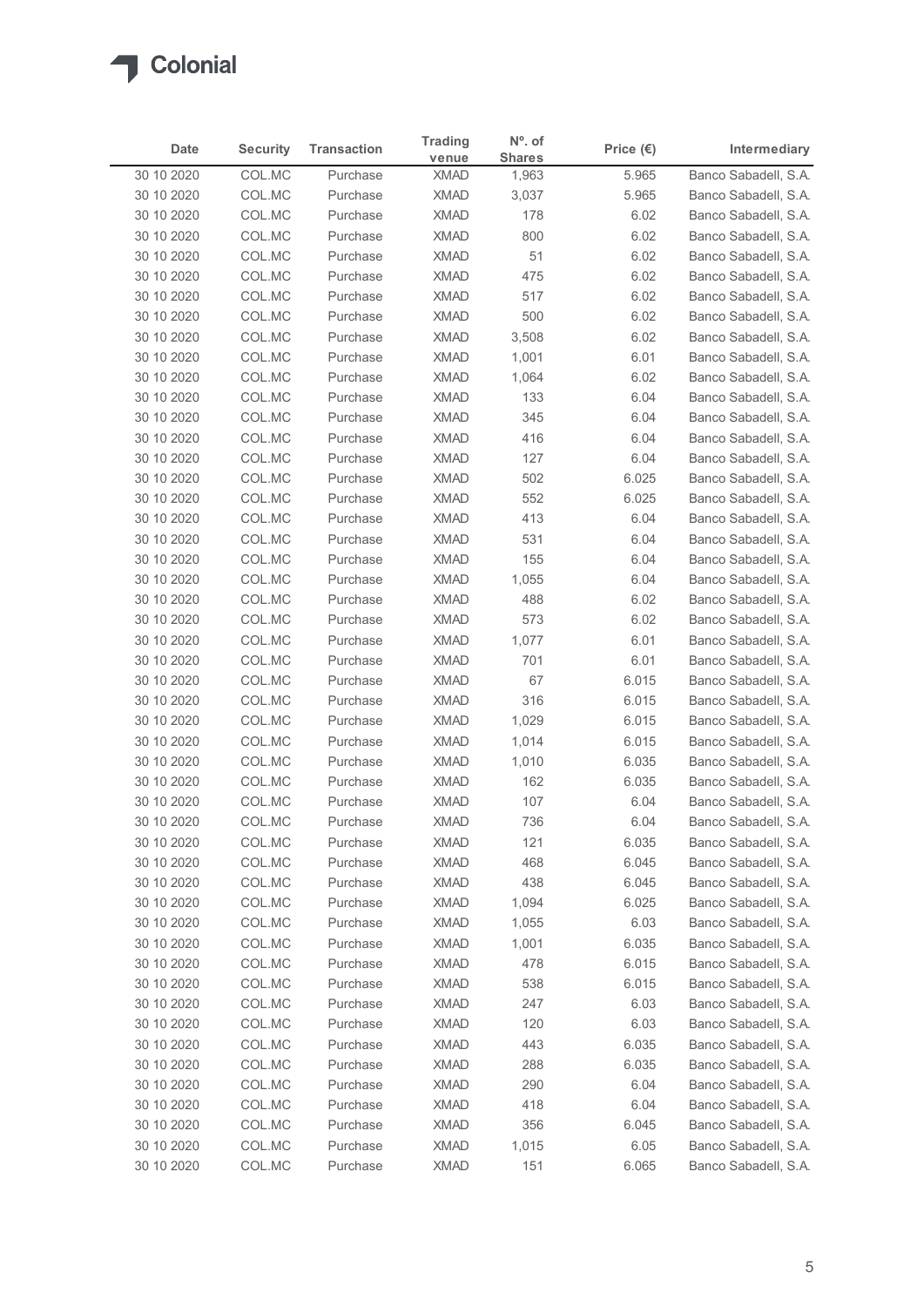| Date | Security | Transaction | Trading venue | Nº. of Shares | Price (€) | Intermediary |
|---|---|---|---|---|---|---|
| 30 10 2020 | COL.MC | Purchase | XMAD | 1,963 | 5.965 | Banco Sabadell, S.A. |
| 30 10 2020 | COL.MC | Purchase | XMAD | 3,037 | 5.965 | Banco Sabadell, S.A. |
| 30 10 2020 | COL.MC | Purchase | XMAD | 178 | 6.02 | Banco Sabadell, S.A. |
| 30 10 2020 | COL.MC | Purchase | XMAD | 800 | 6.02 | Banco Sabadell, S.A. |
| 30 10 2020 | COL.MC | Purchase | XMAD | 51 | 6.02 | Banco Sabadell, S.A. |
| 30 10 2020 | COL.MC | Purchase | XMAD | 475 | 6.02 | Banco Sabadell, S.A. |
| 30 10 2020 | COL.MC | Purchase | XMAD | 517 | 6.02 | Banco Sabadell, S.A. |
| 30 10 2020 | COL.MC | Purchase | XMAD | 500 | 6.02 | Banco Sabadell, S.A. |
| 30 10 2020 | COL.MC | Purchase | XMAD | 3,508 | 6.02 | Banco Sabadell, S.A. |
| 30 10 2020 | COL.MC | Purchase | XMAD | 1,001 | 6.01 | Banco Sabadell, S.A. |
| 30 10 2020 | COL.MC | Purchase | XMAD | 1,064 | 6.02 | Banco Sabadell, S.A. |
| 30 10 2020 | COL.MC | Purchase | XMAD | 133 | 6.04 | Banco Sabadell, S.A. |
| 30 10 2020 | COL.MC | Purchase | XMAD | 345 | 6.04 | Banco Sabadell, S.A. |
| 30 10 2020 | COL.MC | Purchase | XMAD | 416 | 6.04 | Banco Sabadell, S.A. |
| 30 10 2020 | COL.MC | Purchase | XMAD | 127 | 6.04 | Banco Sabadell, S.A. |
| 30 10 2020 | COL.MC | Purchase | XMAD | 502 | 6.025 | Banco Sabadell, S.A. |
| 30 10 2020 | COL.MC | Purchase | XMAD | 552 | 6.025 | Banco Sabadell, S.A. |
| 30 10 2020 | COL.MC | Purchase | XMAD | 413 | 6.04 | Banco Sabadell, S.A. |
| 30 10 2020 | COL.MC | Purchase | XMAD | 531 | 6.04 | Banco Sabadell, S.A. |
| 30 10 2020 | COL.MC | Purchase | XMAD | 155 | 6.04 | Banco Sabadell, S.A. |
| 30 10 2020 | COL.MC | Purchase | XMAD | 1,055 | 6.04 | Banco Sabadell, S.A. |
| 30 10 2020 | COL.MC | Purchase | XMAD | 488 | 6.02 | Banco Sabadell, S.A. |
| 30 10 2020 | COL.MC | Purchase | XMAD | 573 | 6.02 | Banco Sabadell, S.A. |
| 30 10 2020 | COL.MC | Purchase | XMAD | 1,077 | 6.01 | Banco Sabadell, S.A. |
| 30 10 2020 | COL.MC | Purchase | XMAD | 701 | 6.01 | Banco Sabadell, S.A. |
| 30 10 2020 | COL.MC | Purchase | XMAD | 67 | 6.015 | Banco Sabadell, S.A. |
| 30 10 2020 | COL.MC | Purchase | XMAD | 316 | 6.015 | Banco Sabadell, S.A. |
| 30 10 2020 | COL.MC | Purchase | XMAD | 1,029 | 6.015 | Banco Sabadell, S.A. |
| 30 10 2020 | COL.MC | Purchase | XMAD | 1,014 | 6.015 | Banco Sabadell, S.A. |
| 30 10 2020 | COL.MC | Purchase | XMAD | 1,010 | 6.035 | Banco Sabadell, S.A. |
| 30 10 2020 | COL.MC | Purchase | XMAD | 162 | 6.035 | Banco Sabadell, S.A. |
| 30 10 2020 | COL.MC | Purchase | XMAD | 107 | 6.04 | Banco Sabadell, S.A. |
| 30 10 2020 | COL.MC | Purchase | XMAD | 736 | 6.04 | Banco Sabadell, S.A. |
| 30 10 2020 | COL.MC | Purchase | XMAD | 121 | 6.035 | Banco Sabadell, S.A. |
| 30 10 2020 | COL.MC | Purchase | XMAD | 468 | 6.045 | Banco Sabadell, S.A. |
| 30 10 2020 | COL.MC | Purchase | XMAD | 438 | 6.045 | Banco Sabadell, S.A. |
| 30 10 2020 | COL.MC | Purchase | XMAD | 1,094 | 6.025 | Banco Sabadell, S.A. |
| 30 10 2020 | COL.MC | Purchase | XMAD | 1,055 | 6.03 | Banco Sabadell, S.A. |
| 30 10 2020 | COL.MC | Purchase | XMAD | 1,001 | 6.035 | Banco Sabadell, S.A. |
| 30 10 2020 | COL.MC | Purchase | XMAD | 478 | 6.015 | Banco Sabadell, S.A. |
| 30 10 2020 | COL.MC | Purchase | XMAD | 538 | 6.015 | Banco Sabadell, S.A. |
| 30 10 2020 | COL.MC | Purchase | XMAD | 247 | 6.03 | Banco Sabadell, S.A. |
| 30 10 2020 | COL.MC | Purchase | XMAD | 120 | 6.03 | Banco Sabadell, S.A. |
| 30 10 2020 | COL.MC | Purchase | XMAD | 443 | 6.035 | Banco Sabadell, S.A. |
| 30 10 2020 | COL.MC | Purchase | XMAD | 288 | 6.035 | Banco Sabadell, S.A. |
| 30 10 2020 | COL.MC | Purchase | XMAD | 290 | 6.04 | Banco Sabadell, S.A. |
| 30 10 2020 | COL.MC | Purchase | XMAD | 418 | 6.04 | Banco Sabadell, S.A. |
| 30 10 2020 | COL.MC | Purchase | XMAD | 356 | 6.045 | Banco Sabadell, S.A. |
| 30 10 2020 | COL.MC | Purchase | XMAD | 1,015 | 6.05 | Banco Sabadell, S.A. |
| 30 10 2020 | COL.MC | Purchase | XMAD | 151 | 6.065 | Banco Sabadell, S.A. |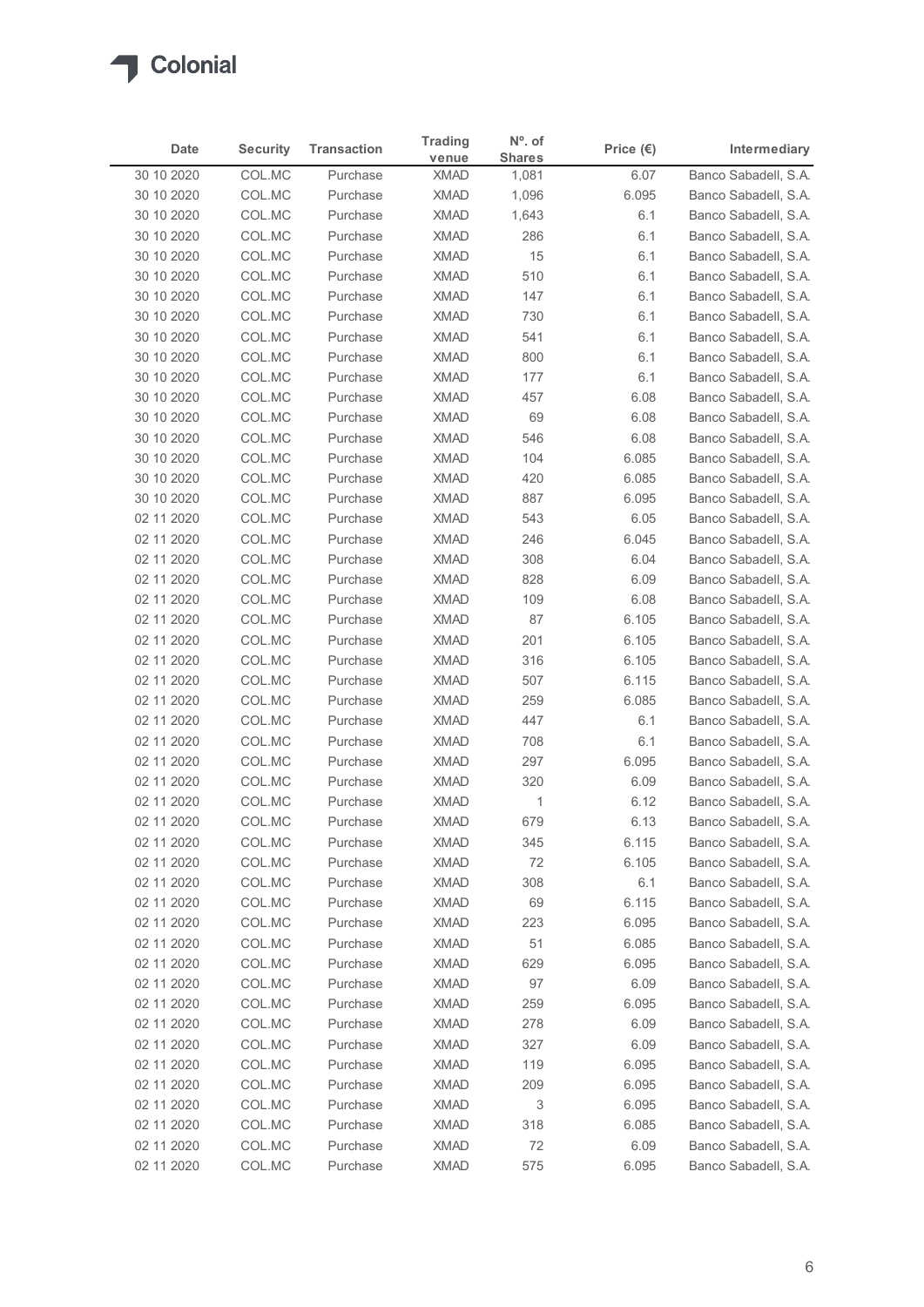| Date | Security | Transaction | Trading venue | Nº. of Shares | Price (€) | Intermediary |
|---|---|---|---|---|---|---|
| 30 10 2020 | COL.MC | Purchase | XMAD | 1,081 | 6.07 | Banco Sabadell, S.A. |
| 30 10 2020 | COL.MC | Purchase | XMAD | 1,096 | 6.095 | Banco Sabadell, S.A. |
| 30 10 2020 | COL.MC | Purchase | XMAD | 1,643 | 6.1 | Banco Sabadell, S.A. |
| 30 10 2020 | COL.MC | Purchase | XMAD | 286 | 6.1 | Banco Sabadell, S.A. |
| 30 10 2020 | COL.MC | Purchase | XMAD | 15 | 6.1 | Banco Sabadell, S.A. |
| 30 10 2020 | COL.MC | Purchase | XMAD | 510 | 6.1 | Banco Sabadell, S.A. |
| 30 10 2020 | COL.MC | Purchase | XMAD | 147 | 6.1 | Banco Sabadell, S.A. |
| 30 10 2020 | COL.MC | Purchase | XMAD | 730 | 6.1 | Banco Sabadell, S.A. |
| 30 10 2020 | COL.MC | Purchase | XMAD | 541 | 6.1 | Banco Sabadell, S.A. |
| 30 10 2020 | COL.MC | Purchase | XMAD | 800 | 6.1 | Banco Sabadell, S.A. |
| 30 10 2020 | COL.MC | Purchase | XMAD | 177 | 6.1 | Banco Sabadell, S.A. |
| 30 10 2020 | COL.MC | Purchase | XMAD | 457 | 6.08 | Banco Sabadell, S.A. |
| 30 10 2020 | COL.MC | Purchase | XMAD | 69 | 6.08 | Banco Sabadell, S.A. |
| 30 10 2020 | COL.MC | Purchase | XMAD | 546 | 6.08 | Banco Sabadell, S.A. |
| 30 10 2020 | COL.MC | Purchase | XMAD | 104 | 6.085 | Banco Sabadell, S.A. |
| 30 10 2020 | COL.MC | Purchase | XMAD | 420 | 6.085 | Banco Sabadell, S.A. |
| 30 10 2020 | COL.MC | Purchase | XMAD | 887 | 6.095 | Banco Sabadell, S.A. |
| 02 11 2020 | COL.MC | Purchase | XMAD | 543 | 6.05 | Banco Sabadell, S.A. |
| 02 11 2020 | COL.MC | Purchase | XMAD | 246 | 6.045 | Banco Sabadell, S.A. |
| 02 11 2020 | COL.MC | Purchase | XMAD | 308 | 6.04 | Banco Sabadell, S.A. |
| 02 11 2020 | COL.MC | Purchase | XMAD | 828 | 6.09 | Banco Sabadell, S.A. |
| 02 11 2020 | COL.MC | Purchase | XMAD | 109 | 6.08 | Banco Sabadell, S.A. |
| 02 11 2020 | COL.MC | Purchase | XMAD | 87 | 6.105 | Banco Sabadell, S.A. |
| 02 11 2020 | COL.MC | Purchase | XMAD | 201 | 6.105 | Banco Sabadell, S.A. |
| 02 11 2020 | COL.MC | Purchase | XMAD | 316 | 6.105 | Banco Sabadell, S.A. |
| 02 11 2020 | COL.MC | Purchase | XMAD | 507 | 6.115 | Banco Sabadell, S.A. |
| 02 11 2020 | COL.MC | Purchase | XMAD | 259 | 6.085 | Banco Sabadell, S.A. |
| 02 11 2020 | COL.MC | Purchase | XMAD | 447 | 6.1 | Banco Sabadell, S.A. |
| 02 11 2020 | COL.MC | Purchase | XMAD | 708 | 6.1 | Banco Sabadell, S.A. |
| 02 11 2020 | COL.MC | Purchase | XMAD | 297 | 6.095 | Banco Sabadell, S.A. |
| 02 11 2020 | COL.MC | Purchase | XMAD | 320 | 6.09 | Banco Sabadell, S.A. |
| 02 11 2020 | COL.MC | Purchase | XMAD | 1 | 6.12 | Banco Sabadell, S.A. |
| 02 11 2020 | COL.MC | Purchase | XMAD | 679 | 6.13 | Banco Sabadell, S.A. |
| 02 11 2020 | COL.MC | Purchase | XMAD | 345 | 6.115 | Banco Sabadell, S.A. |
| 02 11 2020 | COL.MC | Purchase | XMAD | 72 | 6.105 | Banco Sabadell, S.A. |
| 02 11 2020 | COL.MC | Purchase | XMAD | 308 | 6.1 | Banco Sabadell, S.A. |
| 02 11 2020 | COL.MC | Purchase | XMAD | 69 | 6.115 | Banco Sabadell, S.A. |
| 02 11 2020 | COL.MC | Purchase | XMAD | 223 | 6.095 | Banco Sabadell, S.A. |
| 02 11 2020 | COL.MC | Purchase | XMAD | 51 | 6.085 | Banco Sabadell, S.A. |
| 02 11 2020 | COL.MC | Purchase | XMAD | 629 | 6.095 | Banco Sabadell, S.A. |
| 02 11 2020 | COL.MC | Purchase | XMAD | 97 | 6.09 | Banco Sabadell, S.A. |
| 02 11 2020 | COL.MC | Purchase | XMAD | 259 | 6.095 | Banco Sabadell, S.A. |
| 02 11 2020 | COL.MC | Purchase | XMAD | 278 | 6.09 | Banco Sabadell, S.A. |
| 02 11 2020 | COL.MC | Purchase | XMAD | 327 | 6.09 | Banco Sabadell, S.A. |
| 02 11 2020 | COL.MC | Purchase | XMAD | 119 | 6.095 | Banco Sabadell, S.A. |
| 02 11 2020 | COL.MC | Purchase | XMAD | 209 | 6.095 | Banco Sabadell, S.A. |
| 02 11 2020 | COL.MC | Purchase | XMAD | 3 | 6.095 | Banco Sabadell, S.A. |
| 02 11 2020 | COL.MC | Purchase | XMAD | 318 | 6.085 | Banco Sabadell, S.A. |
| 02 11 2020 | COL.MC | Purchase | XMAD | 72 | 6.09 | Banco Sabadell, S.A. |
| 02 11 2020 | COL.MC | Purchase | XMAD | 575 | 6.095 | Banco Sabadell, S.A. |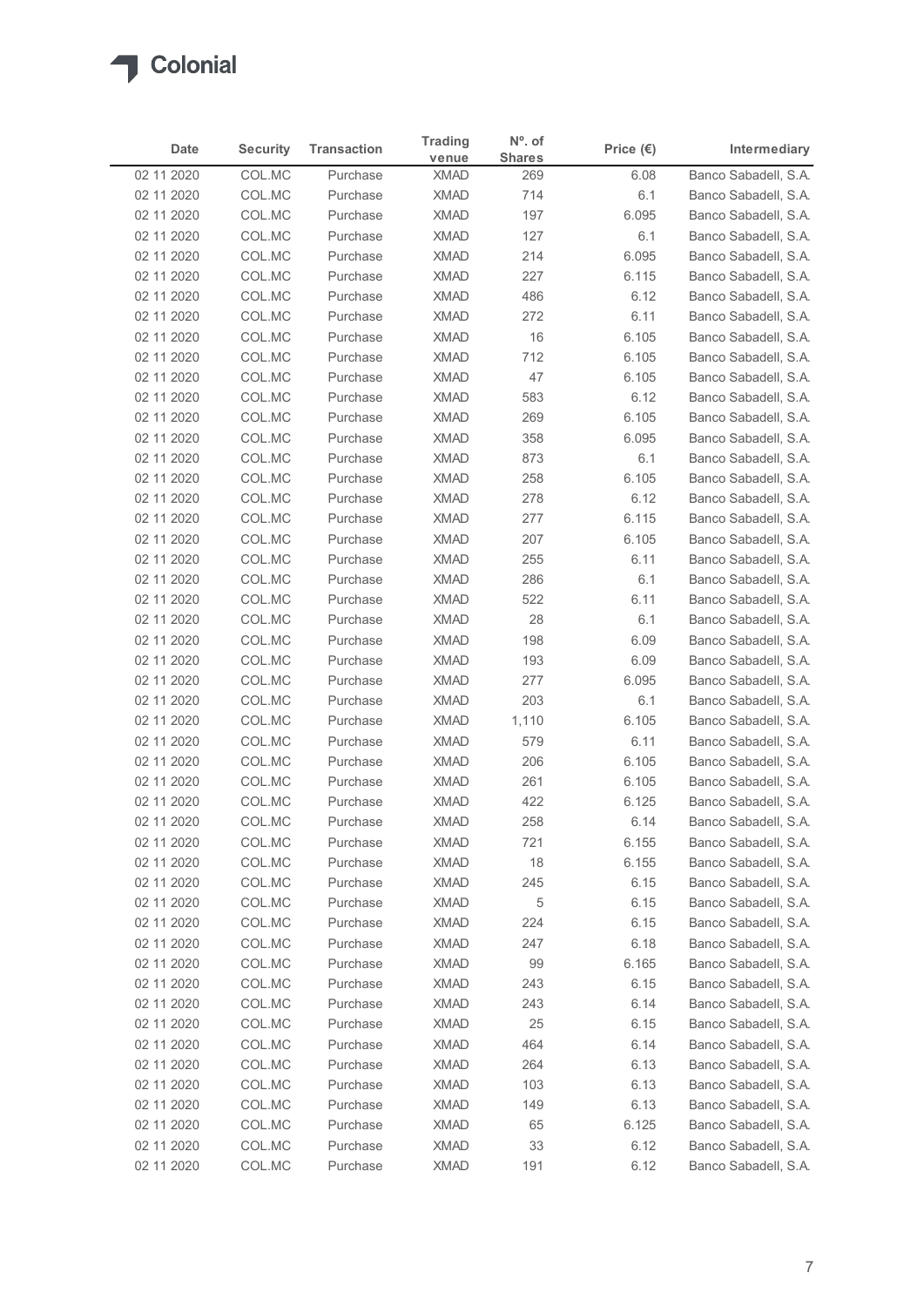| Date | Security | Transaction | Trading venue | Nº. of Shares | Price (€) | Intermediary |
|---|---|---|---|---|---|---|
| 02 11 2020 | COL.MC | Purchase | XMAD | 269 | 6.08 | Banco Sabadell, S.A. |
| 02 11 2020 | COL.MC | Purchase | XMAD | 714 | 6.1 | Banco Sabadell, S.A. |
| 02 11 2020 | COL.MC | Purchase | XMAD | 197 | 6.095 | Banco Sabadell, S.A. |
| 02 11 2020 | COL.MC | Purchase | XMAD | 127 | 6.1 | Banco Sabadell, S.A. |
| 02 11 2020 | COL.MC | Purchase | XMAD | 214 | 6.095 | Banco Sabadell, S.A. |
| 02 11 2020 | COL.MC | Purchase | XMAD | 227 | 6.115 | Banco Sabadell, S.A. |
| 02 11 2020 | COL.MC | Purchase | XMAD | 486 | 6.12 | Banco Sabadell, S.A. |
| 02 11 2020 | COL.MC | Purchase | XMAD | 272 | 6.11 | Banco Sabadell, S.A. |
| 02 11 2020 | COL.MC | Purchase | XMAD | 16 | 6.105 | Banco Sabadell, S.A. |
| 02 11 2020 | COL.MC | Purchase | XMAD | 712 | 6.105 | Banco Sabadell, S.A. |
| 02 11 2020 | COL.MC | Purchase | XMAD | 47 | 6.105 | Banco Sabadell, S.A. |
| 02 11 2020 | COL.MC | Purchase | XMAD | 583 | 6.12 | Banco Sabadell, S.A. |
| 02 11 2020 | COL.MC | Purchase | XMAD | 269 | 6.105 | Banco Sabadell, S.A. |
| 02 11 2020 | COL.MC | Purchase | XMAD | 358 | 6.095 | Banco Sabadell, S.A. |
| 02 11 2020 | COL.MC | Purchase | XMAD | 873 | 6.1 | Banco Sabadell, S.A. |
| 02 11 2020 | COL.MC | Purchase | XMAD | 258 | 6.105 | Banco Sabadell, S.A. |
| 02 11 2020 | COL.MC | Purchase | XMAD | 278 | 6.12 | Banco Sabadell, S.A. |
| 02 11 2020 | COL.MC | Purchase | XMAD | 277 | 6.115 | Banco Sabadell, S.A. |
| 02 11 2020 | COL.MC | Purchase | XMAD | 207 | 6.105 | Banco Sabadell, S.A. |
| 02 11 2020 | COL.MC | Purchase | XMAD | 255 | 6.11 | Banco Sabadell, S.A. |
| 02 11 2020 | COL.MC | Purchase | XMAD | 286 | 6.1 | Banco Sabadell, S.A. |
| 02 11 2020 | COL.MC | Purchase | XMAD | 522 | 6.11 | Banco Sabadell, S.A. |
| 02 11 2020 | COL.MC | Purchase | XMAD | 28 | 6.1 | Banco Sabadell, S.A. |
| 02 11 2020 | COL.MC | Purchase | XMAD | 198 | 6.09 | Banco Sabadell, S.A. |
| 02 11 2020 | COL.MC | Purchase | XMAD | 193 | 6.09 | Banco Sabadell, S.A. |
| 02 11 2020 | COL.MC | Purchase | XMAD | 277 | 6.095 | Banco Sabadell, S.A. |
| 02 11 2020 | COL.MC | Purchase | XMAD | 203 | 6.1 | Banco Sabadell, S.A. |
| 02 11 2020 | COL.MC | Purchase | XMAD | 1,110 | 6.105 | Banco Sabadell, S.A. |
| 02 11 2020 | COL.MC | Purchase | XMAD | 579 | 6.11 | Banco Sabadell, S.A. |
| 02 11 2020 | COL.MC | Purchase | XMAD | 206 | 6.105 | Banco Sabadell, S.A. |
| 02 11 2020 | COL.MC | Purchase | XMAD | 261 | 6.105 | Banco Sabadell, S.A. |
| 02 11 2020 | COL.MC | Purchase | XMAD | 422 | 6.125 | Banco Sabadell, S.A. |
| 02 11 2020 | COL.MC | Purchase | XMAD | 258 | 6.14 | Banco Sabadell, S.A. |
| 02 11 2020 | COL.MC | Purchase | XMAD | 721 | 6.155 | Banco Sabadell, S.A. |
| 02 11 2020 | COL.MC | Purchase | XMAD | 18 | 6.155 | Banco Sabadell, S.A. |
| 02 11 2020 | COL.MC | Purchase | XMAD | 245 | 6.15 | Banco Sabadell, S.A. |
| 02 11 2020 | COL.MC | Purchase | XMAD | 5 | 6.15 | Banco Sabadell, S.A. |
| 02 11 2020 | COL.MC | Purchase | XMAD | 224 | 6.15 | Banco Sabadell, S.A. |
| 02 11 2020 | COL.MC | Purchase | XMAD | 247 | 6.18 | Banco Sabadell, S.A. |
| 02 11 2020 | COL.MC | Purchase | XMAD | 99 | 6.165 | Banco Sabadell, S.A. |
| 02 11 2020 | COL.MC | Purchase | XMAD | 243 | 6.15 | Banco Sabadell, S.A. |
| 02 11 2020 | COL.MC | Purchase | XMAD | 243 | 6.14 | Banco Sabadell, S.A. |
| 02 11 2020 | COL.MC | Purchase | XMAD | 25 | 6.15 | Banco Sabadell, S.A. |
| 02 11 2020 | COL.MC | Purchase | XMAD | 464 | 6.14 | Banco Sabadell, S.A. |
| 02 11 2020 | COL.MC | Purchase | XMAD | 264 | 6.13 | Banco Sabadell, S.A. |
| 02 11 2020 | COL.MC | Purchase | XMAD | 103 | 6.13 | Banco Sabadell, S.A. |
| 02 11 2020 | COL.MC | Purchase | XMAD | 149 | 6.13 | Banco Sabadell, S.A. |
| 02 11 2020 | COL.MC | Purchase | XMAD | 65 | 6.125 | Banco Sabadell, S.A. |
| 02 11 2020 | COL.MC | Purchase | XMAD | 33 | 6.12 | Banco Sabadell, S.A. |
| 02 11 2020 | COL.MC | Purchase | XMAD | 191 | 6.12 | Banco Sabadell, S.A. |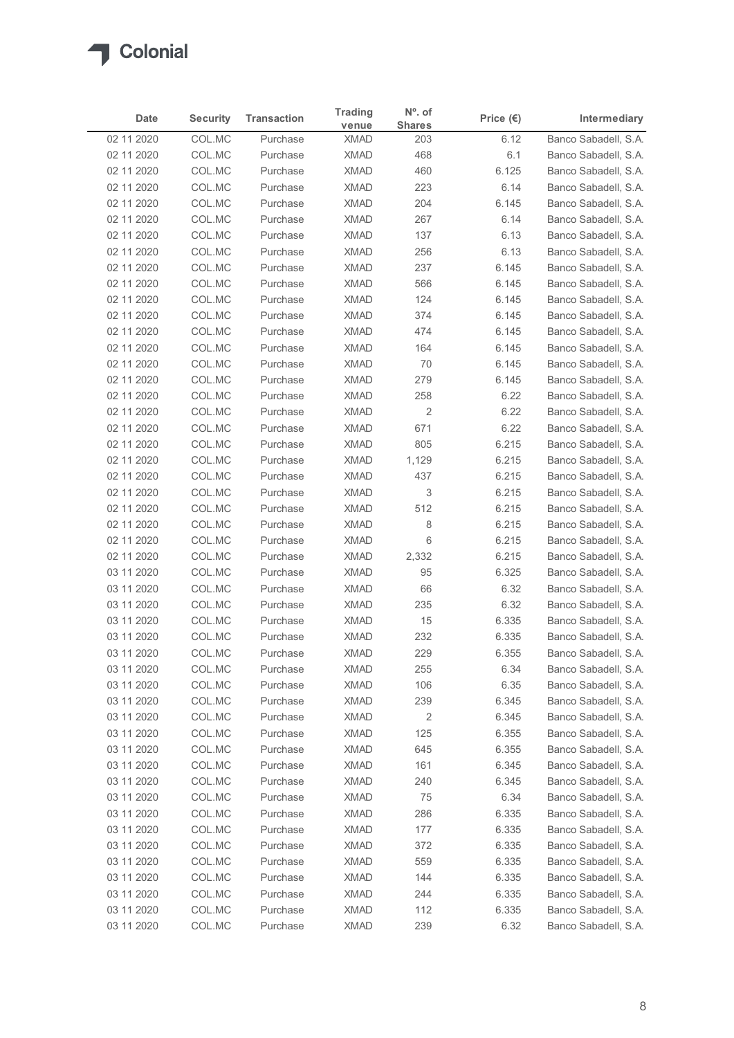Colonial

| Date | Security | Transaction | Trading venue | Nº. of Shares | Price (€) | Intermediary |
|---|---|---|---|---|---|---|
| 02 11 2020 | COL.MC | Purchase | XMAD | 203 | 6.12 | Banco Sabadell, S.A. |
| 02 11 2020 | COL.MC | Purchase | XMAD | 468 | 6.1 | Banco Sabadell, S.A. |
| 02 11 2020 | COL.MC | Purchase | XMAD | 460 | 6.125 | Banco Sabadell, S.A. |
| 02 11 2020 | COL.MC | Purchase | XMAD | 223 | 6.14 | Banco Sabadell, S.A. |
| 02 11 2020 | COL.MC | Purchase | XMAD | 204 | 6.145 | Banco Sabadell, S.A. |
| 02 11 2020 | COL.MC | Purchase | XMAD | 267 | 6.14 | Banco Sabadell, S.A. |
| 02 11 2020 | COL.MC | Purchase | XMAD | 137 | 6.13 | Banco Sabadell, S.A. |
| 02 11 2020 | COL.MC | Purchase | XMAD | 256 | 6.13 | Banco Sabadell, S.A. |
| 02 11 2020 | COL.MC | Purchase | XMAD | 237 | 6.145 | Banco Sabadell, S.A. |
| 02 11 2020 | COL.MC | Purchase | XMAD | 566 | 6.145 | Banco Sabadell, S.A. |
| 02 11 2020 | COL.MC | Purchase | XMAD | 124 | 6.145 | Banco Sabadell, S.A. |
| 02 11 2020 | COL.MC | Purchase | XMAD | 374 | 6.145 | Banco Sabadell, S.A. |
| 02 11 2020 | COL.MC | Purchase | XMAD | 474 | 6.145 | Banco Sabadell, S.A. |
| 02 11 2020 | COL.MC | Purchase | XMAD | 164 | 6.145 | Banco Sabadell, S.A. |
| 02 11 2020 | COL.MC | Purchase | XMAD | 70 | 6.145 | Banco Sabadell, S.A. |
| 02 11 2020 | COL.MC | Purchase | XMAD | 279 | 6.145 | Banco Sabadell, S.A. |
| 02 11 2020 | COL.MC | Purchase | XMAD | 258 | 6.22 | Banco Sabadell, S.A. |
| 02 11 2020 | COL.MC | Purchase | XMAD | 2 | 6.22 | Banco Sabadell, S.A. |
| 02 11 2020 | COL.MC | Purchase | XMAD | 671 | 6.22 | Banco Sabadell, S.A. |
| 02 11 2020 | COL.MC | Purchase | XMAD | 805 | 6.215 | Banco Sabadell, S.A. |
| 02 11 2020 | COL.MC | Purchase | XMAD | 1,129 | 6.215 | Banco Sabadell, S.A. |
| 02 11 2020 | COL.MC | Purchase | XMAD | 437 | 6.215 | Banco Sabadell, S.A. |
| 02 11 2020 | COL.MC | Purchase | XMAD | 3 | 6.215 | Banco Sabadell, S.A. |
| 02 11 2020 | COL.MC | Purchase | XMAD | 512 | 6.215 | Banco Sabadell, S.A. |
| 02 11 2020 | COL.MC | Purchase | XMAD | 8 | 6.215 | Banco Sabadell, S.A. |
| 02 11 2020 | COL.MC | Purchase | XMAD | 6 | 6.215 | Banco Sabadell, S.A. |
| 02 11 2020 | COL.MC | Purchase | XMAD | 2,332 | 6.215 | Banco Sabadell, S.A. |
| 03 11 2020 | COL.MC | Purchase | XMAD | 95 | 6.325 | Banco Sabadell, S.A. |
| 03 11 2020 | COL.MC | Purchase | XMAD | 66 | 6.32 | Banco Sabadell, S.A. |
| 03 11 2020 | COL.MC | Purchase | XMAD | 235 | 6.32 | Banco Sabadell, S.A. |
| 03 11 2020 | COL.MC | Purchase | XMAD | 15 | 6.335 | Banco Sabadell, S.A. |
| 03 11 2020 | COL.MC | Purchase | XMAD | 232 | 6.335 | Banco Sabadell, S.A. |
| 03 11 2020 | COL.MC | Purchase | XMAD | 229 | 6.355 | Banco Sabadell, S.A. |
| 03 11 2020 | COL.MC | Purchase | XMAD | 255 | 6.34 | Banco Sabadell, S.A. |
| 03 11 2020 | COL.MC | Purchase | XMAD | 106 | 6.35 | Banco Sabadell, S.A. |
| 03 11 2020 | COL.MC | Purchase | XMAD | 239 | 6.345 | Banco Sabadell, S.A. |
| 03 11 2020 | COL.MC | Purchase | XMAD | 2 | 6.345 | Banco Sabadell, S.A. |
| 03 11 2020 | COL.MC | Purchase | XMAD | 125 | 6.355 | Banco Sabadell, S.A. |
| 03 11 2020 | COL.MC | Purchase | XMAD | 645 | 6.355 | Banco Sabadell, S.A. |
| 03 11 2020 | COL.MC | Purchase | XMAD | 161 | 6.345 | Banco Sabadell, S.A. |
| 03 11 2020 | COL.MC | Purchase | XMAD | 240 | 6.345 | Banco Sabadell, S.A. |
| 03 11 2020 | COL.MC | Purchase | XMAD | 75 | 6.34 | Banco Sabadell, S.A. |
| 03 11 2020 | COL.MC | Purchase | XMAD | 286 | 6.335 | Banco Sabadell, S.A. |
| 03 11 2020 | COL.MC | Purchase | XMAD | 177 | 6.335 | Banco Sabadell, S.A. |
| 03 11 2020 | COL.MC | Purchase | XMAD | 372 | 6.335 | Banco Sabadell, S.A. |
| 03 11 2020 | COL.MC | Purchase | XMAD | 559 | 6.335 | Banco Sabadell, S.A. |
| 03 11 2020 | COL.MC | Purchase | XMAD | 144 | 6.335 | Banco Sabadell, S.A. |
| 03 11 2020 | COL.MC | Purchase | XMAD | 244 | 6.335 | Banco Sabadell, S.A. |
| 03 11 2020 | COL.MC | Purchase | XMAD | 112 | 6.335 | Banco Sabadell, S.A. |
| 03 11 2020 | COL.MC | Purchase | XMAD | 239 | 6.32 | Banco Sabadell, S.A. |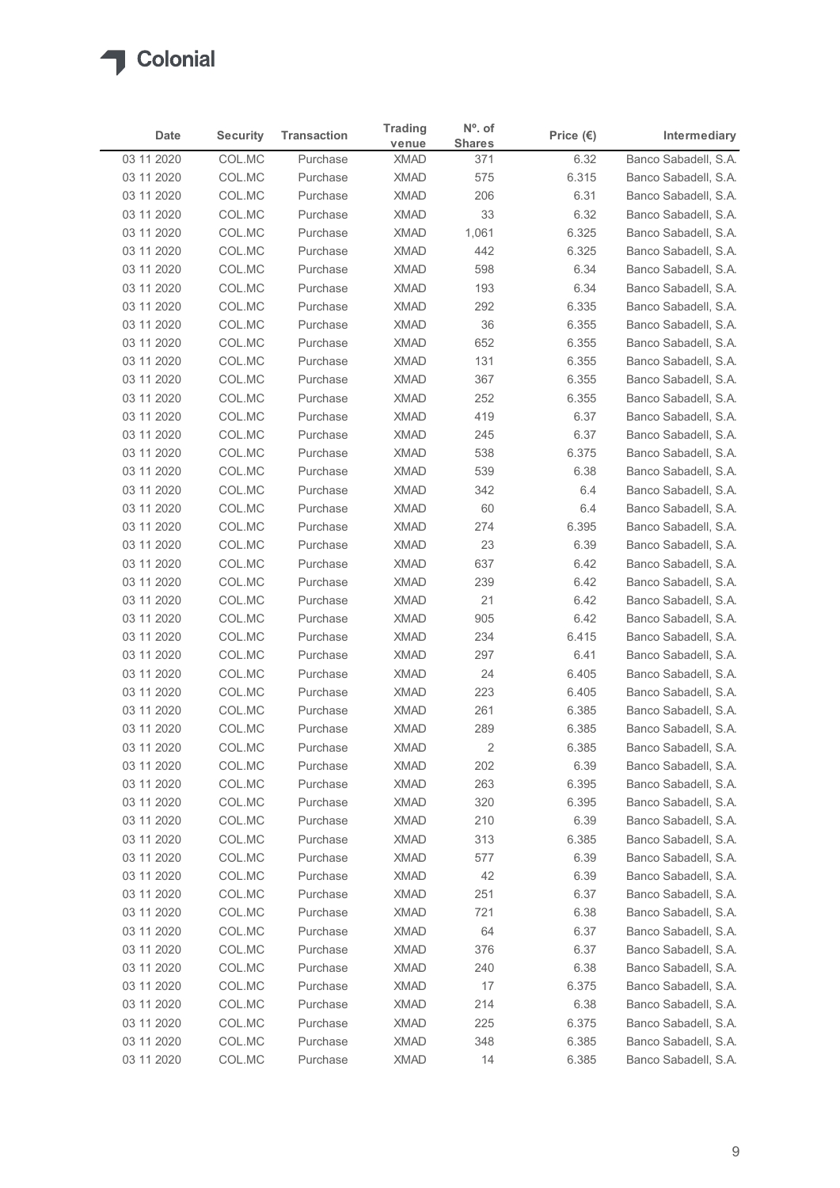| Date | Security | Transaction | Trading venue | Nº. of Shares | Price (€) | Intermediary |
|---|---|---|---|---|---|---|
| 03 11 2020 | COL.MC | Purchase | XMAD | 371 | 6.32 | Banco Sabadell, S.A. |
| 03 11 2020 | COL.MC | Purchase | XMAD | 575 | 6.315 | Banco Sabadell, S.A. |
| 03 11 2020 | COL.MC | Purchase | XMAD | 206 | 6.31 | Banco Sabadell, S.A. |
| 03 11 2020 | COL.MC | Purchase | XMAD | 33 | 6.32 | Banco Sabadell, S.A. |
| 03 11 2020 | COL.MC | Purchase | XMAD | 1,061 | 6.325 | Banco Sabadell, S.A. |
| 03 11 2020 | COL.MC | Purchase | XMAD | 442 | 6.325 | Banco Sabadell, S.A. |
| 03 11 2020 | COL.MC | Purchase | XMAD | 598 | 6.34 | Banco Sabadell, S.A. |
| 03 11 2020 | COL.MC | Purchase | XMAD | 193 | 6.34 | Banco Sabadell, S.A. |
| 03 11 2020 | COL.MC | Purchase | XMAD | 292 | 6.335 | Banco Sabadell, S.A. |
| 03 11 2020 | COL.MC | Purchase | XMAD | 36 | 6.355 | Banco Sabadell, S.A. |
| 03 11 2020 | COL.MC | Purchase | XMAD | 652 | 6.355 | Banco Sabadell, S.A. |
| 03 11 2020 | COL.MC | Purchase | XMAD | 131 | 6.355 | Banco Sabadell, S.A. |
| 03 11 2020 | COL.MC | Purchase | XMAD | 367 | 6.355 | Banco Sabadell, S.A. |
| 03 11 2020 | COL.MC | Purchase | XMAD | 252 | 6.355 | Banco Sabadell, S.A. |
| 03 11 2020 | COL.MC | Purchase | XMAD | 419 | 6.37 | Banco Sabadell, S.A. |
| 03 11 2020 | COL.MC | Purchase | XMAD | 245 | 6.37 | Banco Sabadell, S.A. |
| 03 11 2020 | COL.MC | Purchase | XMAD | 538 | 6.375 | Banco Sabadell, S.A. |
| 03 11 2020 | COL.MC | Purchase | XMAD | 539 | 6.38 | Banco Sabadell, S.A. |
| 03 11 2020 | COL.MC | Purchase | XMAD | 342 | 6.4 | Banco Sabadell, S.A. |
| 03 11 2020 | COL.MC | Purchase | XMAD | 60 | 6.4 | Banco Sabadell, S.A. |
| 03 11 2020 | COL.MC | Purchase | XMAD | 274 | 6.395 | Banco Sabadell, S.A. |
| 03 11 2020 | COL.MC | Purchase | XMAD | 23 | 6.39 | Banco Sabadell, S.A. |
| 03 11 2020 | COL.MC | Purchase | XMAD | 637 | 6.42 | Banco Sabadell, S.A. |
| 03 11 2020 | COL.MC | Purchase | XMAD | 239 | 6.42 | Banco Sabadell, S.A. |
| 03 11 2020 | COL.MC | Purchase | XMAD | 21 | 6.42 | Banco Sabadell, S.A. |
| 03 11 2020 | COL.MC | Purchase | XMAD | 905 | 6.42 | Banco Sabadell, S.A. |
| 03 11 2020 | COL.MC | Purchase | XMAD | 234 | 6.415 | Banco Sabadell, S.A. |
| 03 11 2020 | COL.MC | Purchase | XMAD | 297 | 6.41 | Banco Sabadell, S.A. |
| 03 11 2020 | COL.MC | Purchase | XMAD | 24 | 6.405 | Banco Sabadell, S.A. |
| 03 11 2020 | COL.MC | Purchase | XMAD | 223 | 6.405 | Banco Sabadell, S.A. |
| 03 11 2020 | COL.MC | Purchase | XMAD | 261 | 6.385 | Banco Sabadell, S.A. |
| 03 11 2020 | COL.MC | Purchase | XMAD | 289 | 6.385 | Banco Sabadell, S.A. |
| 03 11 2020 | COL.MC | Purchase | XMAD | 2 | 6.385 | Banco Sabadell, S.A. |
| 03 11 2020 | COL.MC | Purchase | XMAD | 202 | 6.39 | Banco Sabadell, S.A. |
| 03 11 2020 | COL.MC | Purchase | XMAD | 263 | 6.395 | Banco Sabadell, S.A. |
| 03 11 2020 | COL.MC | Purchase | XMAD | 320 | 6.395 | Banco Sabadell, S.A. |
| 03 11 2020 | COL.MC | Purchase | XMAD | 210 | 6.39 | Banco Sabadell, S.A. |
| 03 11 2020 | COL.MC | Purchase | XMAD | 313 | 6.385 | Banco Sabadell, S.A. |
| 03 11 2020 | COL.MC | Purchase | XMAD | 577 | 6.39 | Banco Sabadell, S.A. |
| 03 11 2020 | COL.MC | Purchase | XMAD | 42 | 6.39 | Banco Sabadell, S.A. |
| 03 11 2020 | COL.MC | Purchase | XMAD | 251 | 6.37 | Banco Sabadell, S.A. |
| 03 11 2020 | COL.MC | Purchase | XMAD | 721 | 6.38 | Banco Sabadell, S.A. |
| 03 11 2020 | COL.MC | Purchase | XMAD | 64 | 6.37 | Banco Sabadell, S.A. |
| 03 11 2020 | COL.MC | Purchase | XMAD | 376 | 6.37 | Banco Sabadell, S.A. |
| 03 11 2020 | COL.MC | Purchase | XMAD | 240 | 6.38 | Banco Sabadell, S.A. |
| 03 11 2020 | COL.MC | Purchase | XMAD | 17 | 6.375 | Banco Sabadell, S.A. |
| 03 11 2020 | COL.MC | Purchase | XMAD | 214 | 6.38 | Banco Sabadell, S.A. |
| 03 11 2020 | COL.MC | Purchase | XMAD | 225 | 6.375 | Banco Sabadell, S.A. |
| 03 11 2020 | COL.MC | Purchase | XMAD | 348 | 6.385 | Banco Sabadell, S.A. |
| 03 11 2020 | COL.MC | Purchase | XMAD | 14 | 6.385 | Banco Sabadell, S.A. |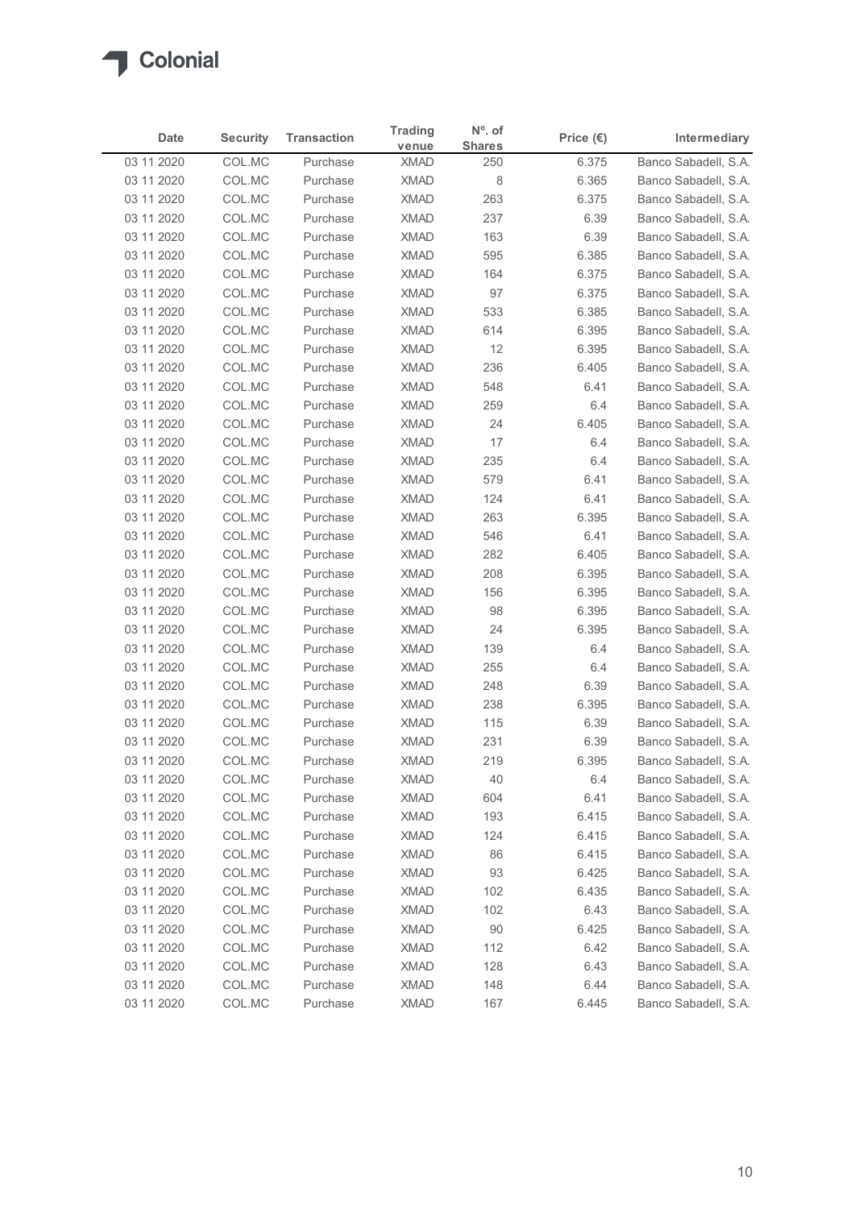Colonial

| Date | Security | Transaction | Trading venue | Nº. of Shares | Price (€) | Intermediary |
|---|---|---|---|---|---|---|
| 03 11 2020 | COL.MC | Purchase | XMAD | 250 | 6.375 | Banco Sabadell, S.A. |
| 03 11 2020 | COL.MC | Purchase | XMAD | 8 | 6.365 | Banco Sabadell, S.A. |
| 03 11 2020 | COL.MC | Purchase | XMAD | 263 | 6.375 | Banco Sabadell, S.A. |
| 03 11 2020 | COL.MC | Purchase | XMAD | 237 | 6.39 | Banco Sabadell, S.A. |
| 03 11 2020 | COL.MC | Purchase | XMAD | 163 | 6.39 | Banco Sabadell, S.A. |
| 03 11 2020 | COL.MC | Purchase | XMAD | 595 | 6.385 | Banco Sabadell, S.A. |
| 03 11 2020 | COL.MC | Purchase | XMAD | 164 | 6.375 | Banco Sabadell, S.A. |
| 03 11 2020 | COL.MC | Purchase | XMAD | 97 | 6.375 | Banco Sabadell, S.A. |
| 03 11 2020 | COL.MC | Purchase | XMAD | 533 | 6.385 | Banco Sabadell, S.A. |
| 03 11 2020 | COL.MC | Purchase | XMAD | 614 | 6.395 | Banco Sabadell, S.A. |
| 03 11 2020 | COL.MC | Purchase | XMAD | 12 | 6.395 | Banco Sabadell, S.A. |
| 03 11 2020 | COL.MC | Purchase | XMAD | 236 | 6.405 | Banco Sabadell, S.A. |
| 03 11 2020 | COL.MC | Purchase | XMAD | 548 | 6.41 | Banco Sabadell, S.A. |
| 03 11 2020 | COL.MC | Purchase | XMAD | 259 | 6.4 | Banco Sabadell, S.A. |
| 03 11 2020 | COL.MC | Purchase | XMAD | 24 | 6.405 | Banco Sabadell, S.A. |
| 03 11 2020 | COL.MC | Purchase | XMAD | 17 | 6.4 | Banco Sabadell, S.A. |
| 03 11 2020 | COL.MC | Purchase | XMAD | 235 | 6.4 | Banco Sabadell, S.A. |
| 03 11 2020 | COL.MC | Purchase | XMAD | 579 | 6.41 | Banco Sabadell, S.A. |
| 03 11 2020 | COL.MC | Purchase | XMAD | 124 | 6.41 | Banco Sabadell, S.A. |
| 03 11 2020 | COL.MC | Purchase | XMAD | 263 | 6.395 | Banco Sabadell, S.A. |
| 03 11 2020 | COL.MC | Purchase | XMAD | 546 | 6.41 | Banco Sabadell, S.A. |
| 03 11 2020 | COL.MC | Purchase | XMAD | 282 | 6.405 | Banco Sabadell, S.A. |
| 03 11 2020 | COL.MC | Purchase | XMAD | 208 | 6.395 | Banco Sabadell, S.A. |
| 03 11 2020 | COL.MC | Purchase | XMAD | 156 | 6.395 | Banco Sabadell, S.A. |
| 03 11 2020 | COL.MC | Purchase | XMAD | 98 | 6.395 | Banco Sabadell, S.A. |
| 03 11 2020 | COL.MC | Purchase | XMAD | 24 | 6.395 | Banco Sabadell, S.A. |
| 03 11 2020 | COL.MC | Purchase | XMAD | 139 | 6.4 | Banco Sabadell, S.A. |
| 03 11 2020 | COL.MC | Purchase | XMAD | 255 | 6.4 | Banco Sabadell, S.A. |
| 03 11 2020 | COL.MC | Purchase | XMAD | 248 | 6.39 | Banco Sabadell, S.A. |
| 03 11 2020 | COL.MC | Purchase | XMAD | 238 | 6.395 | Banco Sabadell, S.A. |
| 03 11 2020 | COL.MC | Purchase | XMAD | 115 | 6.39 | Banco Sabadell, S.A. |
| 03 11 2020 | COL.MC | Purchase | XMAD | 231 | 6.39 | Banco Sabadell, S.A. |
| 03 11 2020 | COL.MC | Purchase | XMAD | 219 | 6.395 | Banco Sabadell, S.A. |
| 03 11 2020 | COL.MC | Purchase | XMAD | 40 | 6.4 | Banco Sabadell, S.A. |
| 03 11 2020 | COL.MC | Purchase | XMAD | 604 | 6.41 | Banco Sabadell, S.A. |
| 03 11 2020 | COL.MC | Purchase | XMAD | 193 | 6.415 | Banco Sabadell, S.A. |
| 03 11 2020 | COL.MC | Purchase | XMAD | 124 | 6.415 | Banco Sabadell, S.A. |
| 03 11 2020 | COL.MC | Purchase | XMAD | 86 | 6.415 | Banco Sabadell, S.A. |
| 03 11 2020 | COL.MC | Purchase | XMAD | 93 | 6.425 | Banco Sabadell, S.A. |
| 03 11 2020 | COL.MC | Purchase | XMAD | 102 | 6.435 | Banco Sabadell, S.A. |
| 03 11 2020 | COL.MC | Purchase | XMAD | 102 | 6.43 | Banco Sabadell, S.A. |
| 03 11 2020 | COL.MC | Purchase | XMAD | 90 | 6.425 | Banco Sabadell, S.A. |
| 03 11 2020 | COL.MC | Purchase | XMAD | 112 | 6.42 | Banco Sabadell, S.A. |
| 03 11 2020 | COL.MC | Purchase | XMAD | 128 | 6.43 | Banco Sabadell, S.A. |
| 03 11 2020 | COL.MC | Purchase | XMAD | 148 | 6.44 | Banco Sabadell, S.A. |
| 03 11 2020 | COL.MC | Purchase | XMAD | 167 | 6.445 | Banco Sabadell, S.A. |